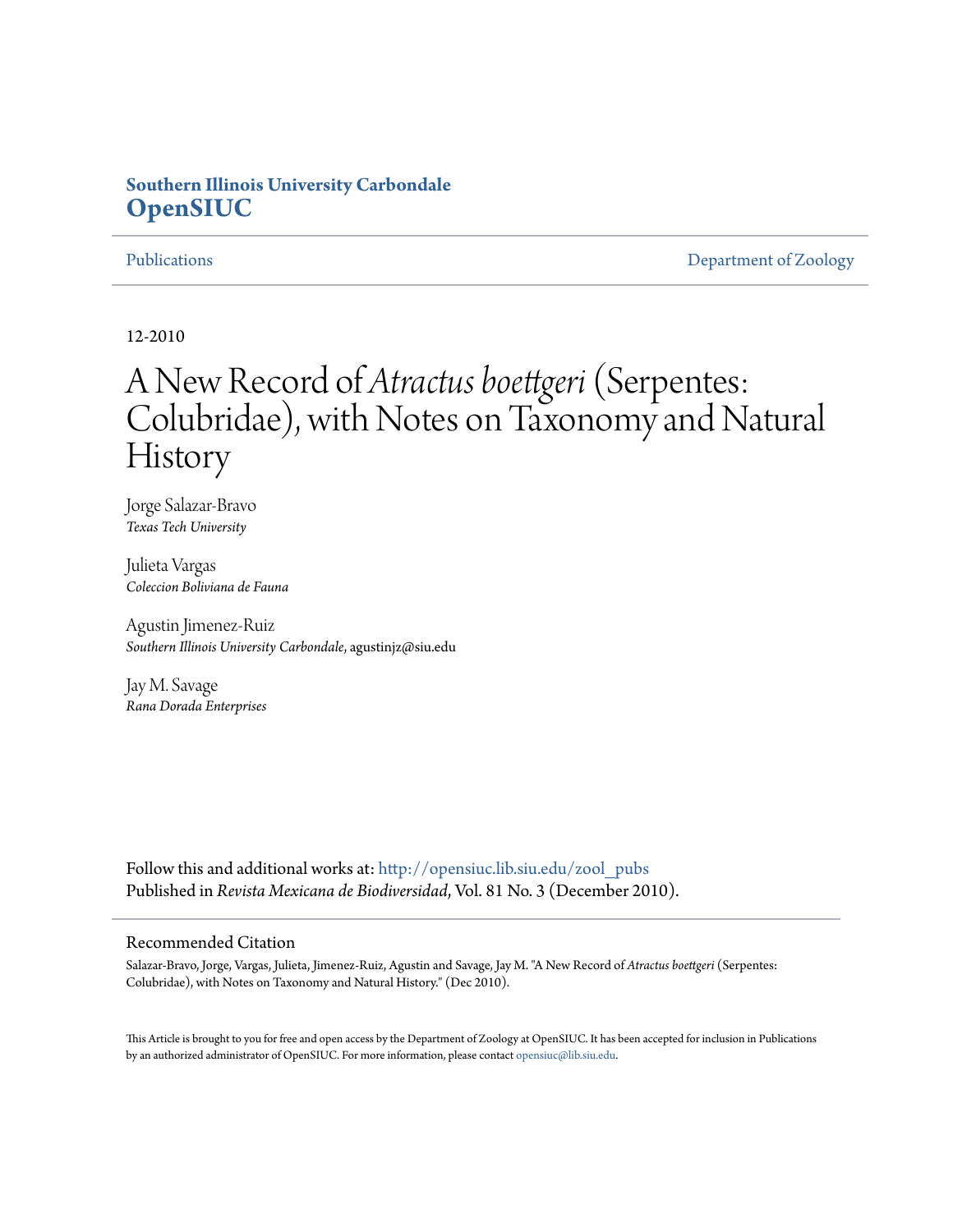**Southern Illinois University Carbondale**
**OpenSIUC**

Publications | Department of Zoology

12-2010

# A New Record of *Atractus boettgeri* (Serpentes: Colubridae), with Notes on Taxonomy and Natural History

Jorge Salazar-Bravo
*Texas Tech University*

Julieta Vargas
*Coleccion Boliviana de Fauna*

Agustin Jimenez-Ruiz
*Southern Illinois University Carbondale*, agustinjz@siu.edu

Jay M. Savage
*Rana Dorada Enterprises*

Follow this and additional works at: http://opensiuc.lib.siu.edu/zool_pubs
Published in *Revista Mexicana de Biodiversidad*, Vol. 81 No. 3 (December 2010).

## Recommended Citation

Salazar-Bravo, Jorge, Vargas, Julieta, Jimenez-Ruiz, Agustin and Savage, Jay M. "A New Record of *Atractus boettgeri* (Serpentes: Colubridae), with Notes on Taxonomy and Natural History." (Dec 2010).

This Article is brought to you for free and open access by the Department of Zoology at OpenSIUC. It has been accepted for inclusion in Publications by an authorized administrator of OpenSIUC. For more information, please contact opensiuc@lib.siu.edu.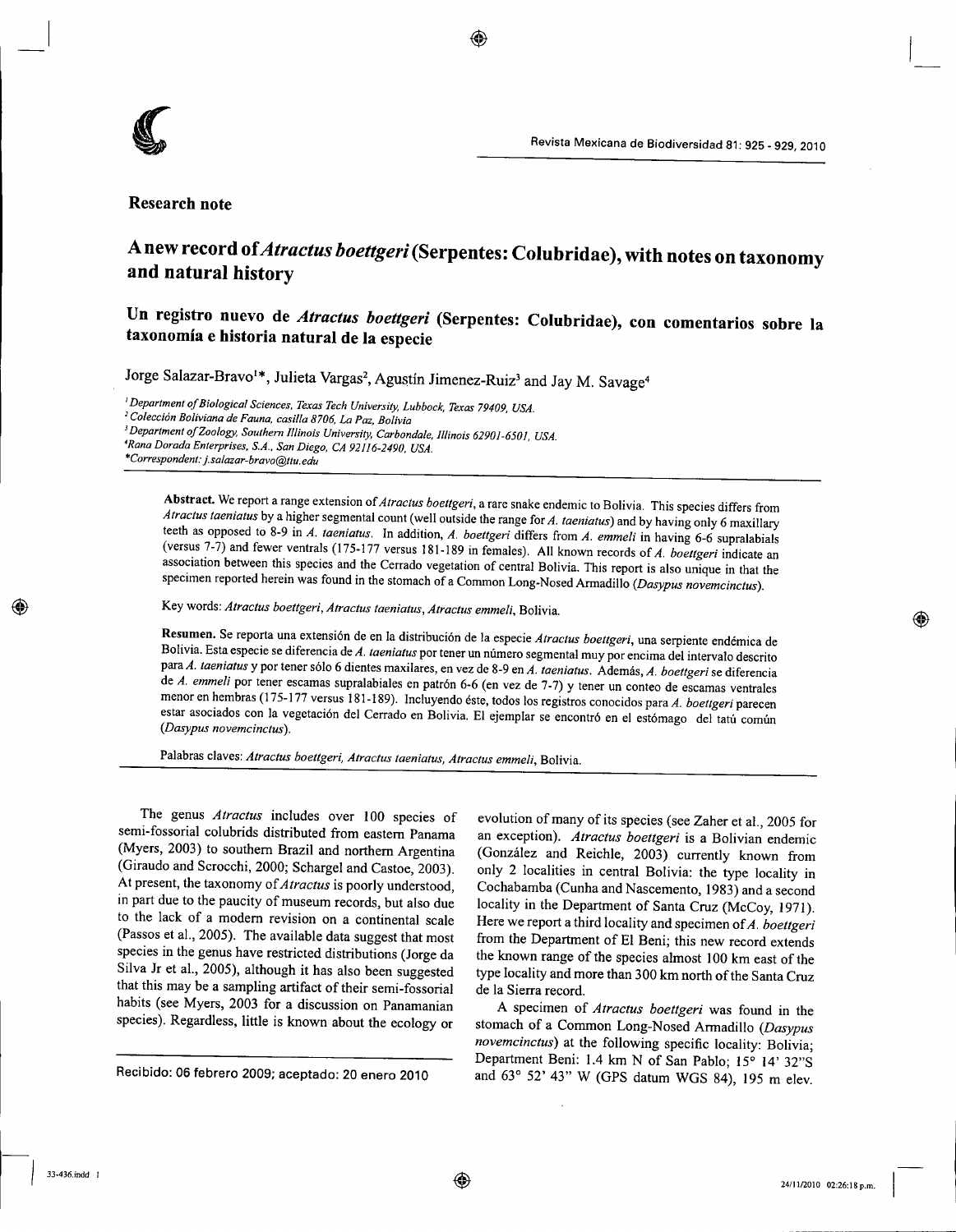**Research note**

# A new record of *Atractus boettgeri* (Serpentes: Colubridae), with notes on taxonomy and natural history

## Un registro nuevo de *Atractus boettgeri* (Serpentes: Colubridae), con comentarios sobre la taxonomía e historia natural de la especie

Jorge Salazar-Bravo[1]*, Julieta Vargas[2], Agustín Jimenez-Ruiz[3] and Jay M. Savage[4]

[1] *Department of Biological Sciences, Texas Tech University, Lubbock, Texas 79409, USA.*
[2] *Colección Boliviana de Fauna, casilla 8706, La Paz, Bolivia*
[3] *Department of Zoology, Southern Illinois University, Carbondale, Illinois 62901-6501, USA.*
[4] *Rana Dorada Enterprises, S.A., San Diego, CA 92116-2490, USA.*
*\*Correspondent: j.salazar-bravo@ttu.edu*

**Abstract.** We report a range extension of *Atractus boettgeri*, a rare snake endemic to Bolivia. This species differs from *Atractus taeniatus* by a higher segmental count (well outside the range for *A. taeniatus*) and by having only 6 maxillary teeth as opposed to 8-9 in *A. taeniatus*. In addition, *A. boettgeri* differs from *A. emmeli* in having 6-6 supralabials (versus 7-7) and fewer ventrals (175-177 versus 181-189 in females). All known records of *A. boettgeri* indicate an association between this species and the Cerrado vegetation of central Bolivia. This report is also unique in that the specimen reported herein was found in the stomach of a Common Long-Nosed Armadillo (*Dasypus novemcinctus*).

Key words: *Atractus boettgeri*, *Atractus taeniatus*, *Atractus emmeli*, Bolivia.

**Resumen.** Se reporta una extensión de en la distribución de la especie *Atractus boettgeri*, una serpiente endémica de Bolivia. Esta especie se diferencia de *A. taeniatus* por tener un número segmental muy por encima del intervalo descrito para *A. taeniatus* y por tener sólo 6 dientes maxilares, en vez de 8-9 en *A. taeniatus*. Además, *A. boettgeri* se diferencia de *A. emmeli* por tener escamas supralabiales en patrón 6-6 (en vez de 7-7) y tener un conteo de escamas ventrales menor en hembras (175-177 versus 181-189). Incluyendo éste, todos los registros conocidos para *A. boettgeri* parecen estar asociados con la vegetación del Cerrado en Bolivia. El ejemplar se encontró en el estómago del tatú común (*Dasypus novemcinctus*).

Palabras claves: *Atractus boettgeri*, *Atractus taeniatus*, *Atractus emmeli*, Bolivia.

The genus *Atractus* includes over 100 species of semi-fossorial colubrids distributed from eastern Panama (Myers, 2003) to southern Brazil and northern Argentina (Giraudo and Scrocchi, 2000; Schargel and Castoe, 2003). At present, the taxonomy of *Atractus* is poorly understood, in part due to the paucity of museum records, but also due to the lack of a modern revision on a continental scale (Passos et al., 2005). The available data suggest that most species in the genus have restricted distributions (Jorge da Silva Jr et al., 2005), although it has also been suggested that this may be a sampling artifact of their semi-fossorial habits (see Myers, 2003 for a discussion on Panamanian species). Regardless, little is known about the ecology or evolution of many of its species (see Zaher et al., 2005 for an exception). *Atractus boettgeri* is a Bolivian endemic (González and Reichle, 2003) currently known from only 2 localities in central Bolivia: the type locality in Cochabamba (Cunha and Nascemento, 1983) and a second locality in the Department of Santa Cruz (McCoy, 1971). Here we report a third locality and specimen of *A. boettgeri* from the Department of El Beni; this new record extends the known range of the species almost 100 km east of the type locality and more than 300 km north of the Santa Cruz de la Sierra record.

A specimen of *Atractus boettgeri* was found in the stomach of a Common Long-Nosed Armadillo (*Dasypus novemcinctus*) at the following specific locality: Bolivia; Department Beni: 1.4 km N of San Pablo; 15° 14' 32"S and 63° 52' 43" W (GPS datum WGS 84), 195 m elev.

Recibido: 06 febrero 2009; aceptado: 20 enero 2010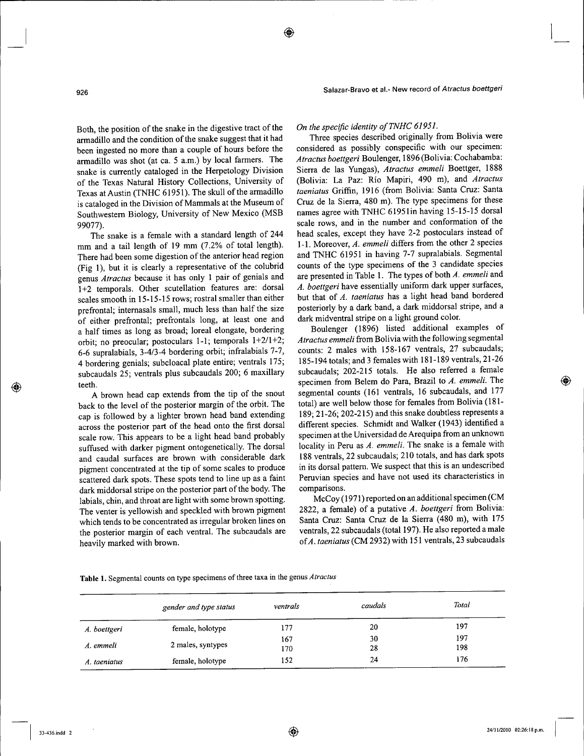Both, the position of the snake in the digestive tract of the armadillo and the condition of the snake suggest that it had been ingested no more than a couple of hours before the armadillo was shot (at ca. 5 a.m.) by local farmers. The snake is currently cataloged in the Herpetology Division of the Texas Natural History Collections, University of Texas at Austin (TNHC 61951). The skull of the armadillo is cataloged in the Division of Mammals at the Museum of Southwestern Biology, University of New Mexico (MSB 99077).

The snake is a female with a standard length of 244 mm and a tail length of 19 mm (7.2% of total length). There had been some digestion of the anterior head region (Fig 1), but it is clearly a representative of the colubrid genus *Atractus* because it has only 1 pair of genials and 1+2 temporals. Other scutellation features are: dorsal scales smooth in 15-15-15 rows; rostral smaller than either prefrontal; internasals small, much less than half the size of either prefrontal; prefrontals long, at least one and a half times as long as broad; loreal elongate, bordering orbit; no preocular; postoculars 1-1; temporals 1+2/1+2; 6-6 supralabials, 3-4/3-4 bordering orbit; infralabials 7-7, 4 bordering genials; subcloacal plate entire; ventrals 175; subcaudals 25; ventrals plus subcaudals 200; 6 maxillary teeth.

A brown head cap extends from the tip of the snout back to the level of the posterior margin of the orbit. The cap is followed by a lighter brown head band extending across the posterior part of the head onto the first dorsal scale row. This appears to be a light head band probably suffused with darker pigment ontogenetically. The dorsal and caudal surfaces are brown with considerable dark pigment concentrated at the tip of some scales to produce scattered dark spots. These spots tend to line up as a faint dark middorsal stripe on the posterior part of the body. The labials, chin, and throat are light with some brown spotting. The venter is yellowish and speckled with brown pigment which tends to be concentrated as irregular broken lines on the posterior margin of each ventral. The subcaudals are heavily marked with brown.

*On the specific identity of TNHC 61951.*

Three species described originally from Bolivia were considered as possibly conspecific with our specimen: *Atractus boettgeri* Boulenger, 1896 (Bolivia: Cochabamba: Sierra de las Yungas), *Atractus emmeli* Boettger, 1888 (Bolivia: La Paz: Río Mapiri, 490 m), and *Atractus taeniatus* Griffin, 1916 (from Bolivia: Santa Cruz: Santa Cruz de la Sierra, 480 m). The type specimens for these names agree with TNHC 61951in having 15-15-15 dorsal scale rows, and in the number and conformation of the head scales, except they have 2-2 postoculars instead of 1-1. Moreover, *A. emmeli* differs from the other 2 species and TNHC 61951 in having 7-7 supralabials. Segmental counts of the type specimens of the 3 candidate species are presented in Table 1. The types of both *A. emmeli* and *A. boettgeri* have essentially uniform dark upper surfaces, but that of *A. taeniatus* has a light head band bordered posteriorly by a dark band, a dark middorsal stripe, and a dark midventral stripe on a light ground color.

Boulenger (1896) listed additional examples of *Atractus emmeli* from Bolivia with the following segmental counts: 2 males with 158-167 ventrals, 27 subcaudals; 185-194 totals; and 3 females with 181-189 ventrals, 21-26 subcaudals; 202-215 totals. He also referred a female specimen from Belem do Para, Brazil to *A. emmeli*. The segmental counts (161 ventrals, 16 subcaudals, and 177 total) are well below those for females from Bolivia (181-189; 21-26; 202-215) and this snake doubtless represents a different species. Schmidt and Walker (1943) identified a specimen at the Universidad de Arequipa from an unknown locality in Peru as *A. emmeli*. The snake is a female with 188 ventrals, 22 subcaudals; 210 totals, and has dark spots in its dorsal pattern. We suspect that this is an undescribed Peruvian species and have not used its characteristics in comparisons.

McCoy (1971) reported on an additional specimen (CM 2822, a female) of a putative *A. boettgeri* from Bolivia: Santa Cruz: Santa Cruz de la Sierra (480 m), with 175 ventrals, 22 subcaudals (total 197). He also reported a male of *A. taeniatus* (CM 2932) with 151 ventrals, 23 subcaudals

**Table 1.** Segmental counts on type specimens of three taxa in the genus *Atractus*

| | *gender and type status* | *ventrals* | *caudals* | *Total* |
|---|---|---|---|---|
| *A. boettgeri* | female, holotype | 177 | 20 | 197 |
| *A. emmeli* | 2 males, syntypes | 167 | 30 | 197 |
| | | 170 | 28 | 198 |
| *A. taeniatus* | female, holotype | 152 | 24 | 176 |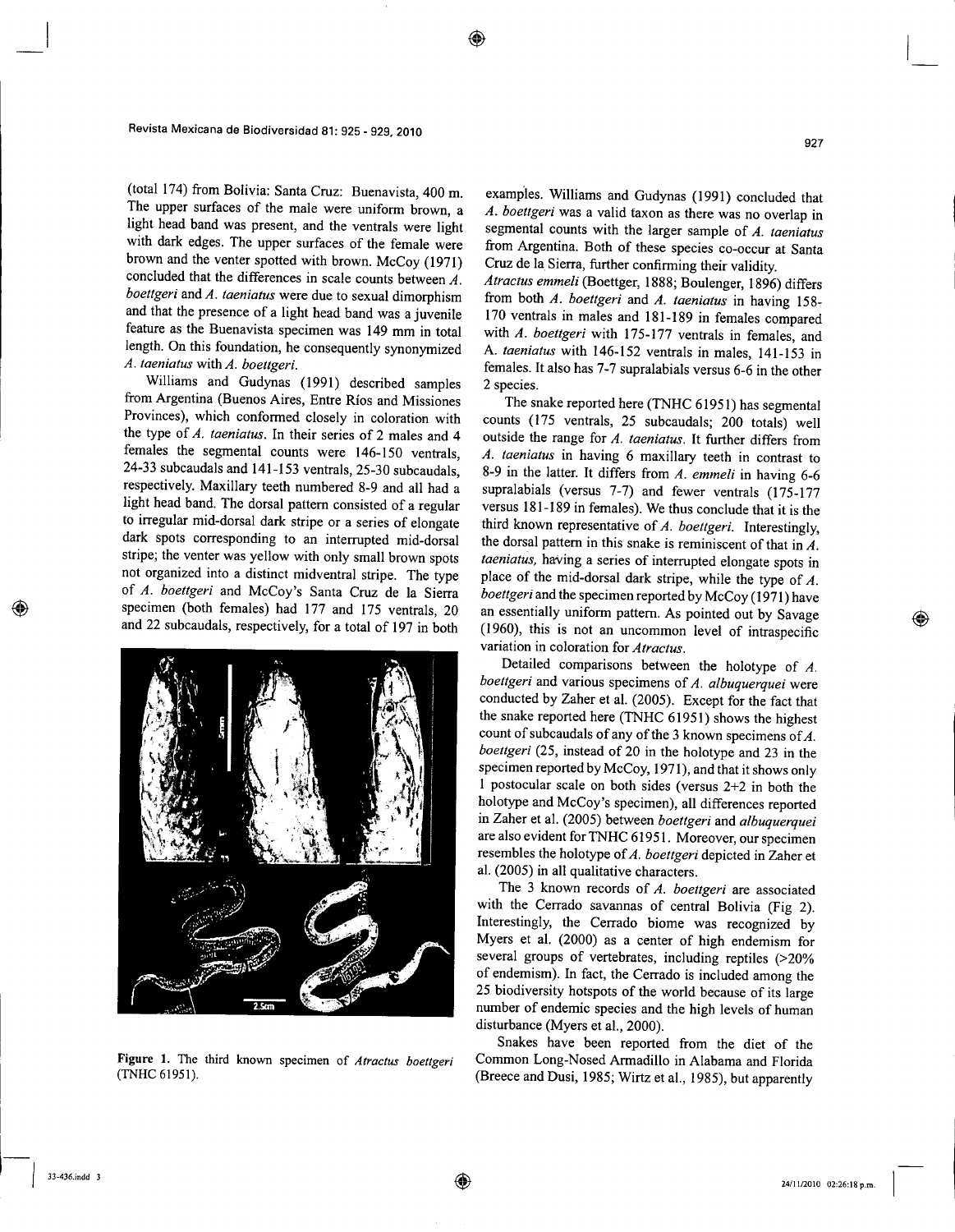(total 174) from Bolivia: Santa Cruz: Buenavista, 400 m. The upper surfaces of the male were uniform brown, a light head band was present, and the ventrals were light with dark edges. The upper surfaces of the female were brown and the venter spotted with brown. McCoy (1971) concluded that the differences in scale counts between *A. boettgeri* and *A. taeniatus* were due to sexual dimorphism and that the presence of a light head band was a juvenile feature as the Buenavista specimen was 149 mm in total length. On this foundation, he consequently synonymized *A. taeniatus* with *A. boettgeri*.

Williams and Gudynas (1991) described samples from Argentina (Buenos Aires, Entre Ríos and Missiones Provinces), which conformed closely in coloration with the type of *A. taeniatus*. In their series of 2 males and 4 females the segmental counts were 146-150 ventrals, 24-33 subcaudals and 141-153 ventrals, 25-30 subcaudals, respectively. Maxillary teeth numbered 8-9 and all had a light head band. The dorsal pattern consisted of a regular to irregular mid-dorsal dark stripe or a series of elongate dark spots corresponding to an interrupted mid-dorsal stripe; the venter was yellow with only small brown spots not organized into a distinct midventral stripe. The type of *A. boettgeri* and McCoy's Santa Cruz de la Sierra specimen (both females) had 177 and 175 ventrals, 20 and 22 subcaudals, respectively, for a total of 197 in both examples. Williams and Gudynas (1991) concluded that *A. boettgeri* was a valid taxon as there was no overlap in segmental counts with the larger sample of *A. taeniatus* from Argentina. Both of these species co-occur at Santa Cruz de la Sierra, further confirming their validity.

*Atractus emmeli* (Boettger, 1888; Boulenger, 1896) differs from both *A. boettgeri* and *A. taeniatus* in having 158-170 ventrals in males and 181-189 in females compared with *A. boettgeri* with 175-177 ventrals in females, and A. *taeniatus* with 146-152 ventrals in males, 141-153 in females. It also has 7-7 supralabials versus 6-6 in the other 2 species.

The snake reported here (TNHC 61951) has segmental counts (175 ventrals, 25 subcaudals; 200 totals) well outside the range for *A. taeniatus*. It further differs from *A. taeniatus* in having 6 maxillary teeth in contrast to 8-9 in the latter. It differs from *A. emmeli* in having 6-6 supralabials (versus 7-7) and fewer ventrals (175-177 versus 181-189 in females). We thus conclude that it is the third known representative of *A. boettgeri*. Interestingly, the dorsal pattern in this snake is reminiscent of that in *A. taeniatus*, having a series of interrupted elongate spots in place of the mid-dorsal dark stripe, while the type of *A. boettgeri* and the specimen reported by McCoy (1971) have an essentially uniform pattern. As pointed out by Savage (1960), this is not an uncommon level of intraspecific variation in coloration for *Atractus*.

Detailed comparisons between the holotype of *A. boettgeri* and various specimens of *A. albuquerquei* were conducted by Zaher et al. (2005). Except for the fact that the snake reported here (TNHC 61951) shows the highest count of subcaudals of any of the 3 known specimens of *A. boettgeri* (25, instead of 20 in the holotype and 23 in the specimen reported by McCoy, 1971), and that it shows only 1 postocular scale on both sides (versus 2+2 in both the holotype and McCoy's specimen), all differences reported in Zaher et al. (2005) between *boettgeri* and *albuquerquei* are also evident for TNHC 61951. Moreover, our specimen resembles the holotype of *A. boettgeri* depicted in Zaher et al. (2005) in all qualitative characters.

The 3 known records of *A. boettgeri* are associated with the Cerrado savannas of central Bolivia (Fig 2). Interestingly, the Cerrado biome was recognized by Myers et al. (2000) as a center of high endemism for several groups of vertebrates, including reptiles (>20% of endemism). In fact, the Cerrado is included among the 25 biodiversity hotspots of the world because of its large number of endemic species and the high levels of human disturbance (Myers et al., 2000).

Snakes have been reported from the diet of the Common Long-Nosed Armadillo in Alabama and Florida (Breece and Dusi, 1985; Wirtz et al., 1985), but apparently

**Figure 1.** The third known specimen of *Atractus boettgeri* (TNHC 61951).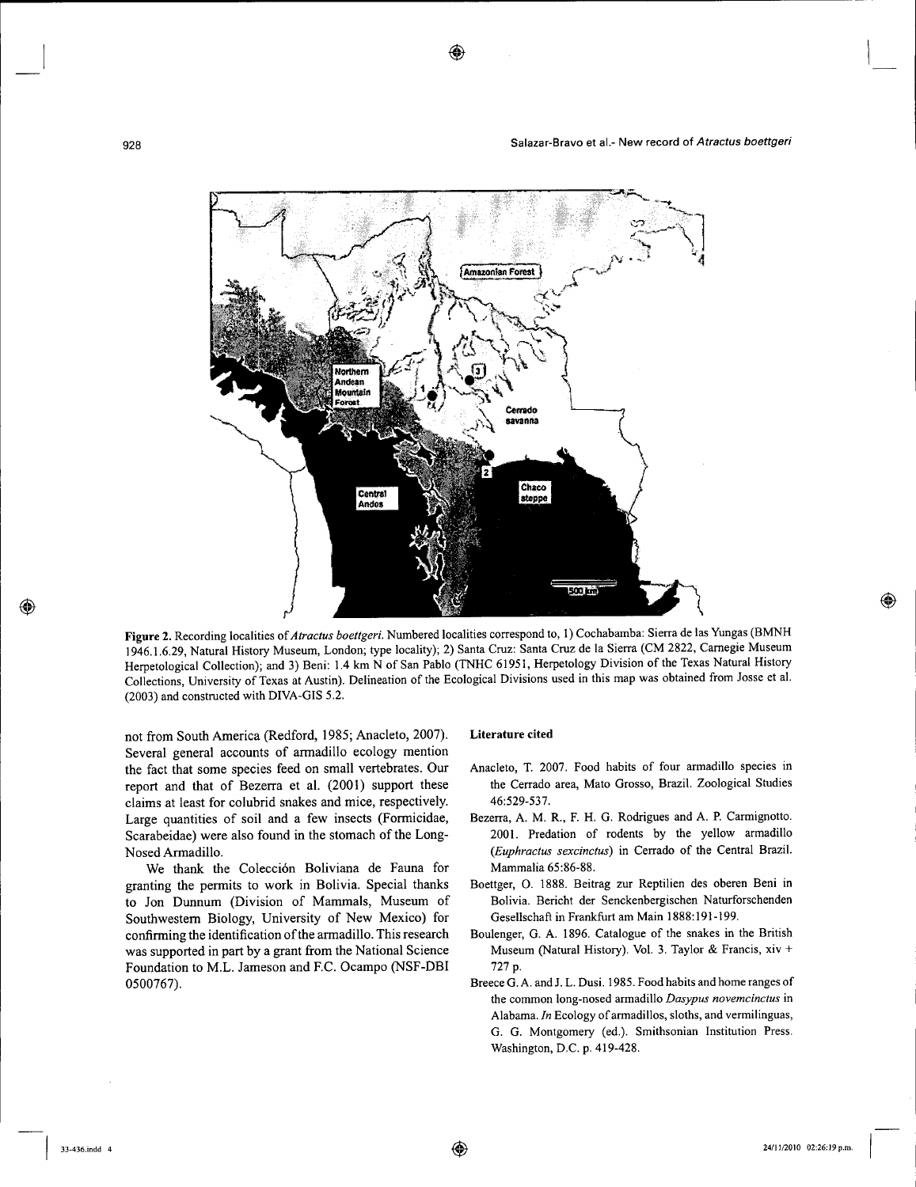**Figure 2.** Recording localities of *Atractus boettgeri*. Numbered localities correspond to, 1) Cochabamba: Sierra de las Yungas (BMNH 1946.1.6.29, Natural History Museum, London; type locality); 2) Santa Cruz: Santa Cruz de la Sierra (CM 2822, Carnegie Museum Herpetological Collection); and 3) Beni: 1.4 km N of San Pablo (TNHC 61951, Herpetology Division of the Texas Natural History Collections, University of Texas at Austin). Delineation of the Ecological Divisions used in this map was obtained from Josse et al. (2003) and constructed with DIVA-GIS 5.2.

not from South America (Redford, 1985; Anacleto, 2007). Several general accounts of armadillo ecology mention the fact that some species feed on small vertebrates. Our report and that of Bezerra et al. (2001) support these claims at least for colubrid snakes and mice, respectively. Large quantities of soil and a few insects (Formicidae, Scarabeidae) were also found in the stomach of the Long-Nosed Armadillo.

We thank the Colección Boliviana de Fauna for granting the permits to work in Bolivia. Special thanks to Jon Dunnum (Division of Mammals, Museum of Southwestern Biology, University of New Mexico) for confirming the identification of the armadillo. This research was supported in part by a grant from the National Science Foundation to M.L. Jameson and F.C. Ocampo (NSF-DBI 0500767).

## Literature cited

Anacleto, T. 2007. Food habits of four armadillo species in the Cerrado area, Mato Grosso, Brazil. Zoological Studies 46:529-537.

Bezerra, A. M. R., F. H. G. Rodrigues and A. P. Carmignotto. 2001. Predation of rodents by the yellow armadillo (*Euphractus sexcinctus*) in Cerrado of the Central Brazil. Mammalia 65:86-88.

Boettger, O. 1888. Beitrag zur Reptilien des oberen Beni in Bolivia. Bericht der Senckenbergischen Naturforschenden Gesellschaft in Frankfurt am Main 1888:191-199.

Boulenger, G. A. 1896. Catalogue of the snakes in the British Museum (Natural History). Vol. 3. Taylor & Francis, xiv + 727 p.

Breece G. A. and J. L. Dusi. 1985. Food habits and home ranges of the common long-nosed armadillo *Dasypus novemcinctus* in Alabama. *In* Ecology of armadillos, sloths, and vermilinguas, G. G. Montgomery (ed.). Smithsonian Institution Press. Washington, D.C. p. 419-428.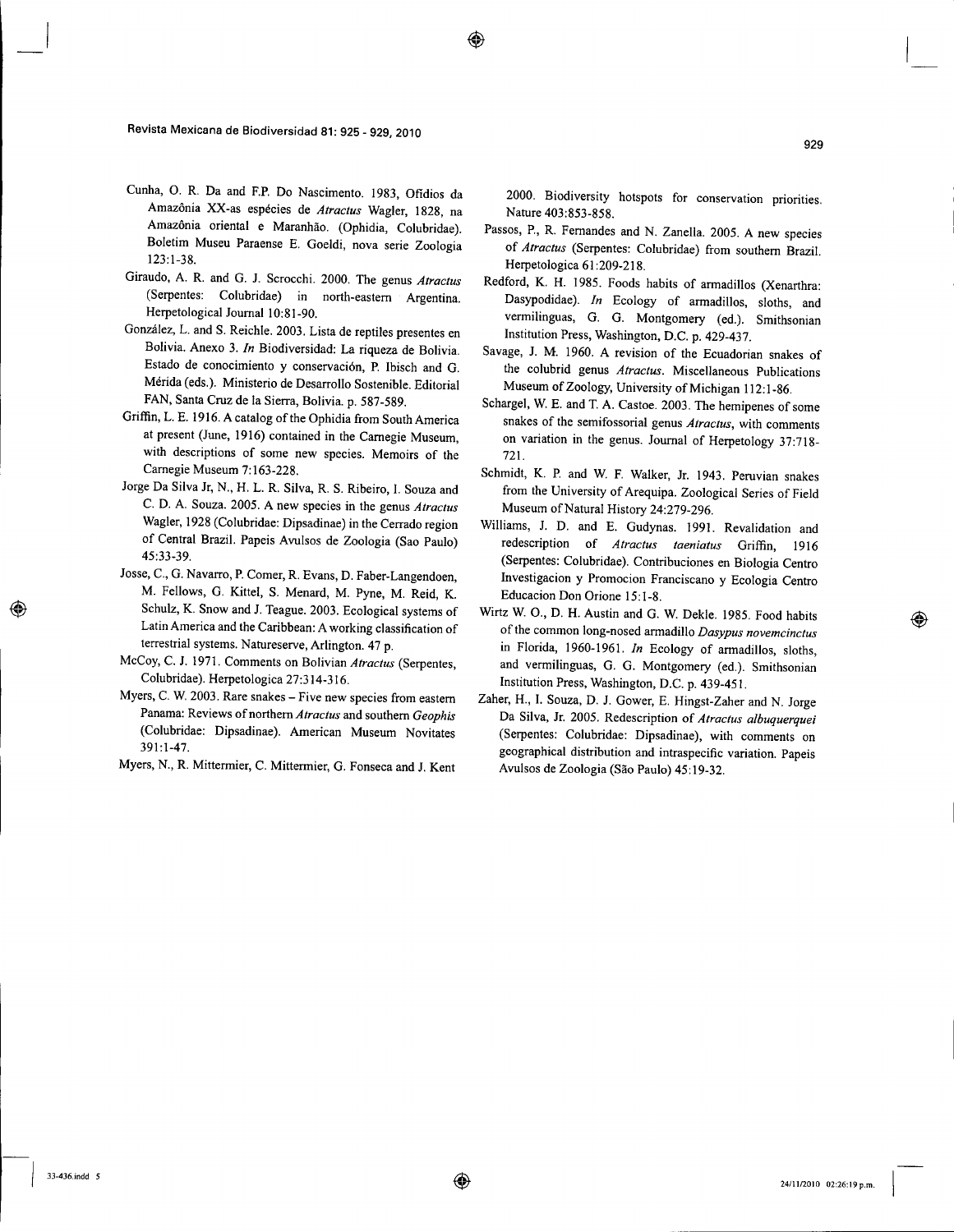Cunha, O. R. Da and F.P. Do Nascimento. 1983, Ofídios da Amazônia XX-as espécies de *Atractus* Wagler, 1828, na Amazônia oriental e Maranhão. (Ophidia, Colubridae). Boletim Museu Paraense E. Goeldi, nova serie Zoologia 123:1-38.

Giraudo, A. R. and G. J. Scrocchi. 2000. The genus *Atractus* (Serpentes: Colubridae) in north-eastern Argentina. Herpetological Journal 10:81-90.

González, L. and S. Reichle. 2003. Lista de reptiles presentes en Bolivia. Anexo 3. *In* Biodiversidad: La riqueza de Bolivia. Estado de conocimiento y conservación, P. Ibisch and G. Mérida (eds.). Ministerio de Desarrollo Sostenible. Editorial FAN, Santa Cruz de la Sierra, Bolivia. p. 587-589.

Griffin, L. E. 1916. A catalog of the Ophidia from South America at present (June, 1916) contained in the Carnegie Museum, with descriptions of some new species. Memoirs of the Carnegie Museum 7:163-228.

Jorge Da Silva Jr, N., H. L. R. Silva, R. S. Ribeiro, I. Souza and C. D. A. Souza. 2005. A new species in the genus *Atractus* Wagler, 1928 (Colubridae: Dipsadinae) in the Cerrado region of Central Brazil. Papeis Avulsos de Zoologia (Sao Paulo) 45:33-39.

Josse, C., G. Navarro, P. Comer, R. Evans, D. Faber-Langendoen, M. Fellows, G. Kittel, S. Menard, M. Pyne, M. Reid, K. Schulz, K. Snow and J. Teague. 2003. Ecological systems of Latin America and the Caribbean: A working classification of terrestrial systems. Natureserve, Arlington. 47 p.

McCoy, C. J. 1971. Comments on Bolivian *Atractus* (Serpentes, Colubridae). Herpetologica 27:314-316.

Myers, C. W. 2003. Rare snakes – Five new species from eastern Panama: Reviews of northern *Atractus* and southern *Geophis* (Colubridae: Dipsadinae). American Museum Novitates 391:1-47.

Myers, N., R. Mittermier, C. Mittermier, G. Fonseca and J. Kent 2000. Biodiversity hotspots for conservation priorities. Nature 403:853-858.

Passos, P., R. Fernandes and N. Zanella. 2005. A new species of *Atractus* (Serpentes: Colubridae) from southern Brazil. Herpetologica 61:209-218.

Redford, K. H. 1985. Foods habits of armadillos (Xenarthra: Dasypodidae). *In* Ecology of armadillos, sloths, and vermilinguas, G. G. Montgomery (ed.). Smithsonian Institution Press, Washington, D.C. p. 429-437.

Savage, J. M. 1960. A revision of the Ecuadorian snakes of the colubrid genus *Atractus*. Miscellaneous Publications Museum of Zoology, University of Michigan 112:1-86.

Schargel, W. E. and T. A. Castoe. 2003. The hemipenes of some snakes of the semifossorial genus *Atractus*, with comments on variation in the genus. Journal of Herpetology 37:718-721.

Schmidt, K. P. and W. F. Walker, Jr. 1943. Peruvian snakes from the University of Arequipa. Zoological Series of Field Museum of Natural History 24:279-296.

Williams, J. D. and E. Gudynas. 1991. Revalidation and redescription of *Atractus taeniatus* Griffin, 1916 (Serpentes: Colubridae). Contribuciones en Biologia Centro Investigacion y Promocion Franciscano y Ecologia Centro Educacion Don Orione 15:1-8.

Wirtz W. O., D. H. Austin and G. W. Dekle. 1985. Food habits of the common long-nosed armadillo *Dasypus novemcinctus* in Florida, 1960-1961. *In* Ecology of armadillos, sloths, and vermilinguas, G. G. Montgomery (ed.). Smithsonian Institution Press, Washington, D.C. p. 439-451.

Zaher, H., I. Souza, D. J. Gower, E. Hingst-Zaher and N. Jorge Da Silva, Jr. 2005. Redescription of *Atractus albuquerquei* (Serpentes: Colubridae: Dipsadinae), with comments on geographical distribution and intraspecific variation. Papeis Avulsos de Zoologia (São Paulo) 45:19-32.